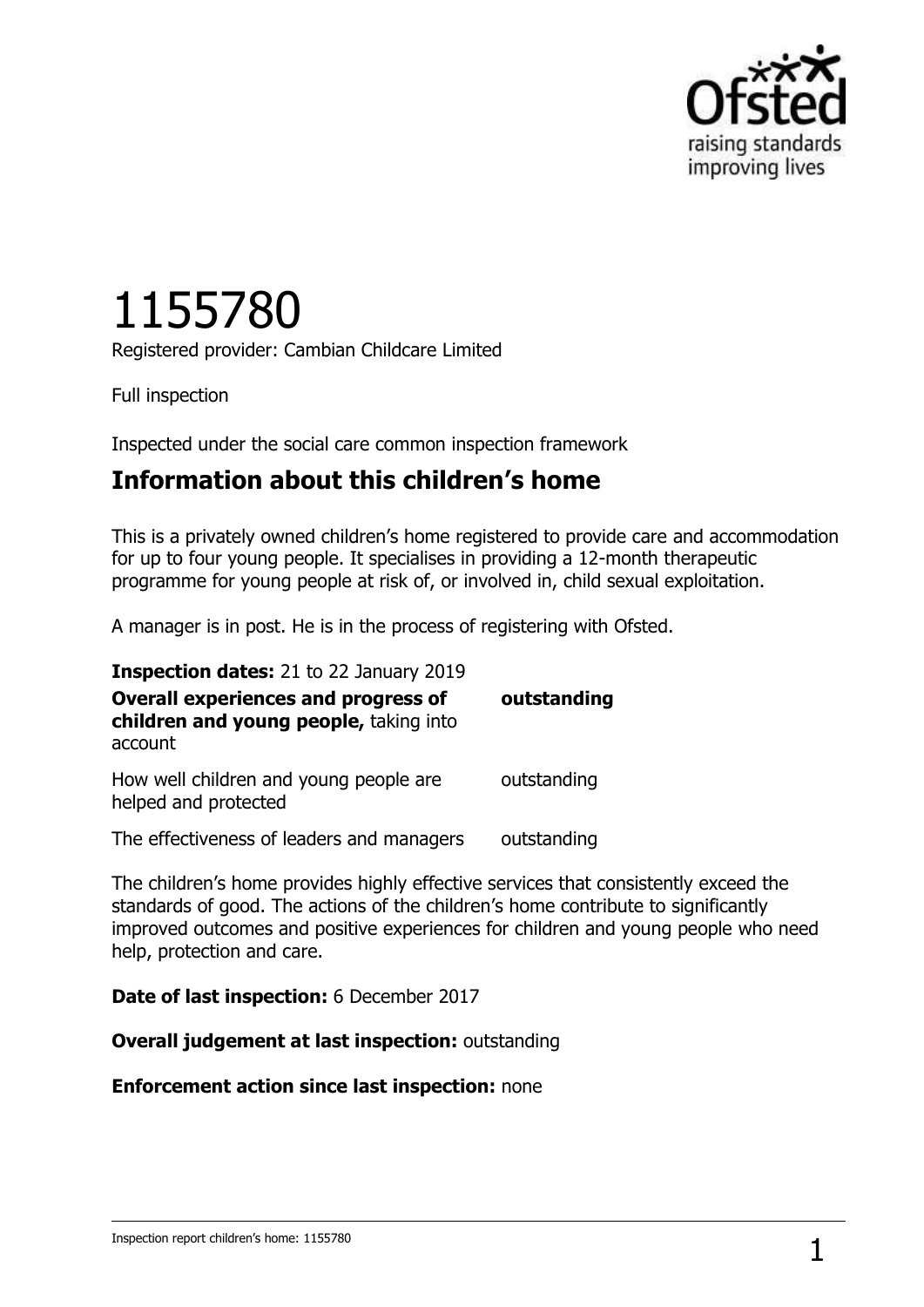# 1155780

Registered provider: Cambian Childcare Limited

Full inspection

Inspected under the social care common inspection framework

## Information about this children's home

This is a privately owned children's home registered to provide care and accommodation for up to four young people. It specialises in providing a 12-month therapeutic programme for young people at risk of, or involved in, child sexual exploitation.

A manager is in post. He is in the process of registering with Ofsted.

**Inspection dates:** 21 to 22 January 2019

| | |
|---|---|
| **Overall experiences and progress of children and young people,** taking into account | **outstanding** |
| How well children and young people are helped and protected | outstanding |
| The effectiveness of leaders and managers | outstanding |

The children's home provides highly effective services that consistently exceed the standards of good. The actions of the children's home contribute to significantly improved outcomes and positive experiences for children and young people who need help, protection and care.

**Date of last inspection:** 6 December 2017

**Overall judgement at last inspection:** outstanding

**Enforcement action since last inspection:** none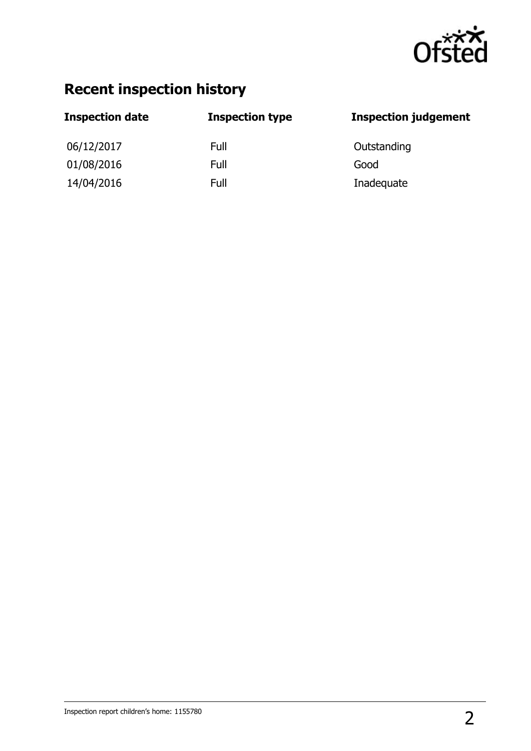## Recent inspection history

| Inspection date | Inspection type | Inspection judgement |
| --- | --- | --- |
| 06/12/2017 | Full | Outstanding |
| 01/08/2016 | Full | Good |
| 14/04/2016 | Full | Inadequate |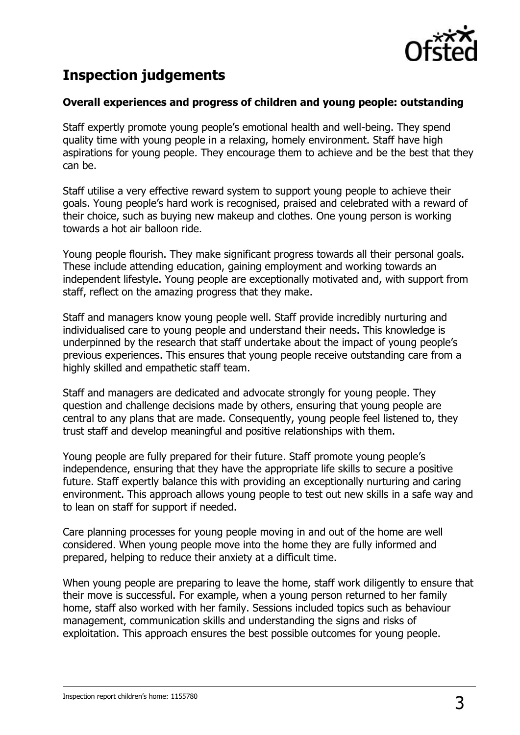# Inspection judgements

### Overall experiences and progress of children and young people: outstanding

Staff expertly promote young people's emotional health and well-being. They spend quality time with young people in a relaxing, homely environment. Staff have high aspirations for young people. They encourage them to achieve and be the best that they can be.

Staff utilise a very effective reward system to support young people to achieve their goals. Young people's hard work is recognised, praised and celebrated with a reward of their choice, such as buying new makeup and clothes. One young person is working towards a hot air balloon ride.

Young people flourish. They make significant progress towards all their personal goals. These include attending education, gaining employment and working towards an independent lifestyle. Young people are exceptionally motivated and, with support from staff, reflect on the amazing progress that they make.

Staff and managers know young people well. Staff provide incredibly nurturing and individualised care to young people and understand their needs. This knowledge is underpinned by the research that staff undertake about the impact of young people's previous experiences. This ensures that young people receive outstanding care from a highly skilled and empathetic staff team.

Staff and managers are dedicated and advocate strongly for young people. They question and challenge decisions made by others, ensuring that young people are central to any plans that are made. Consequently, young people feel listened to, they trust staff and develop meaningful and positive relationships with them.

Young people are fully prepared for their future. Staff promote young people's independence, ensuring that they have the appropriate life skills to secure a positive future. Staff expertly balance this with providing an exceptionally nurturing and caring environment. This approach allows young people to test out new skills in a safe way and to lean on staff for support if needed.

Care planning processes for young people moving in and out of the home are well considered. When young people move into the home they are fully informed and prepared, helping to reduce their anxiety at a difficult time.

When young people are preparing to leave the home, staff work diligently to ensure that their move is successful. For example, when a young person returned to her family home, staff also worked with her family. Sessions included topics such as behaviour management, communication skills and understanding the signs and risks of exploitation. This approach ensures the best possible outcomes for young people.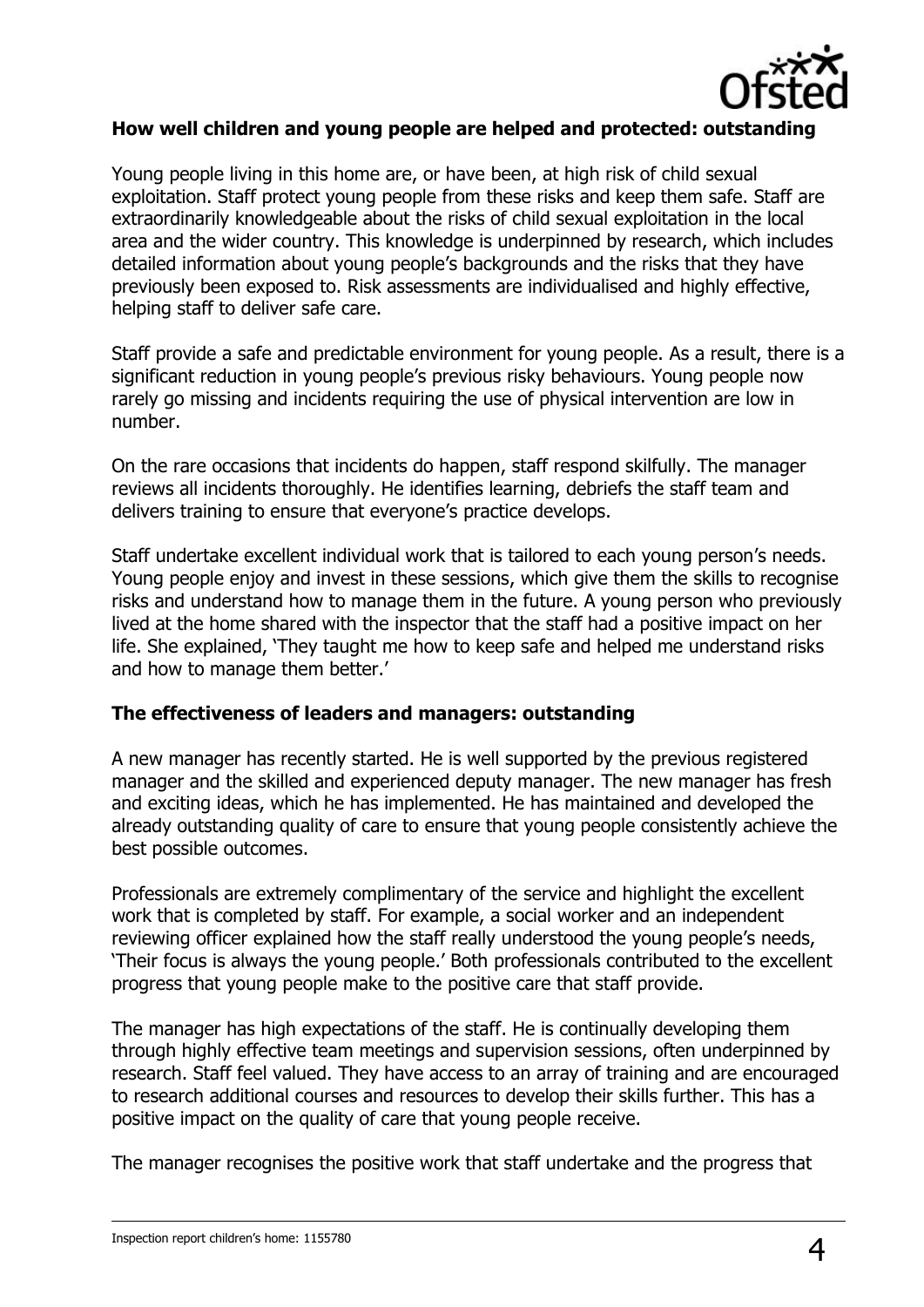### How well children and young people are helped and protected: outstanding

Young people living in this home are, or have been, at high risk of child sexual exploitation. Staff protect young people from these risks and keep them safe. Staff are extraordinarily knowledgeable about the risks of child sexual exploitation in the local area and the wider country. This knowledge is underpinned by research, which includes detailed information about young people's backgrounds and the risks that they have previously been exposed to. Risk assessments are individualised and highly effective, helping staff to deliver safe care.

Staff provide a safe and predictable environment for young people. As a result, there is a significant reduction in young people's previous risky behaviours. Young people now rarely go missing and incidents requiring the use of physical intervention are low in number.

On the rare occasions that incidents do happen, staff respond skilfully. The manager reviews all incidents thoroughly. He identifies learning, debriefs the staff team and delivers training to ensure that everyone's practice develops.

Staff undertake excellent individual work that is tailored to each young person's needs. Young people enjoy and invest in these sessions, which give them the skills to recognise risks and understand how to manage them in the future. A young person who previously lived at the home shared with the inspector that the staff had a positive impact on her life. She explained, 'They taught me how to keep safe and helped me understand risks and how to manage them better.'

### The effectiveness of leaders and managers: outstanding

A new manager has recently started. He is well supported by the previous registered manager and the skilled and experienced deputy manager. The new manager has fresh and exciting ideas, which he has implemented. He has maintained and developed the already outstanding quality of care to ensure that young people consistently achieve the best possible outcomes.

Professionals are extremely complimentary of the service and highlight the excellent work that is completed by staff. For example, a social worker and an independent reviewing officer explained how the staff really understood the young people's needs, 'Their focus is always the young people.' Both professionals contributed to the excellent progress that young people make to the positive care that staff provide.

The manager has high expectations of the staff. He is continually developing them through highly effective team meetings and supervision sessions, often underpinned by research. Staff feel valued. They have access to an array of training and are encouraged to research additional courses and resources to develop their skills further. This has a positive impact on the quality of care that young people receive.

The manager recognises the positive work that staff undertake and the progress that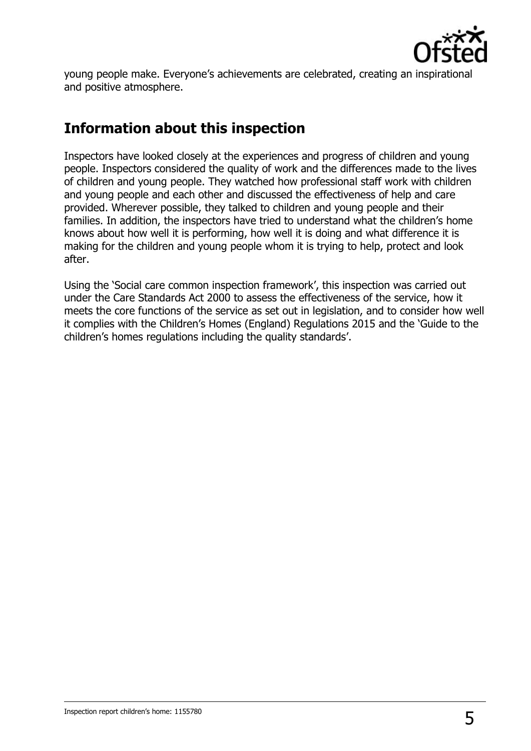young people make. Everyone's achievements are celebrated, creating an inspirational and positive atmosphere.

## Information about this inspection

Inspectors have looked closely at the experiences and progress of children and young people. Inspectors considered the quality of work and the differences made to the lives of children and young people. They watched how professional staff work with children and young people and each other and discussed the effectiveness of help and care provided. Wherever possible, they talked to children and young people and their families. In addition, the inspectors have tried to understand what the children's home knows about how well it is performing, how well it is doing and what difference it is making for the children and young people whom it is trying to help, protect and look after.

Using the 'Social care common inspection framework', this inspection was carried out under the Care Standards Act 2000 to assess the effectiveness of the service, how it meets the core functions of the service as set out in legislation, and to consider how well it complies with the Children's Homes (England) Regulations 2015 and the 'Guide to the children's homes regulations including the quality standards'.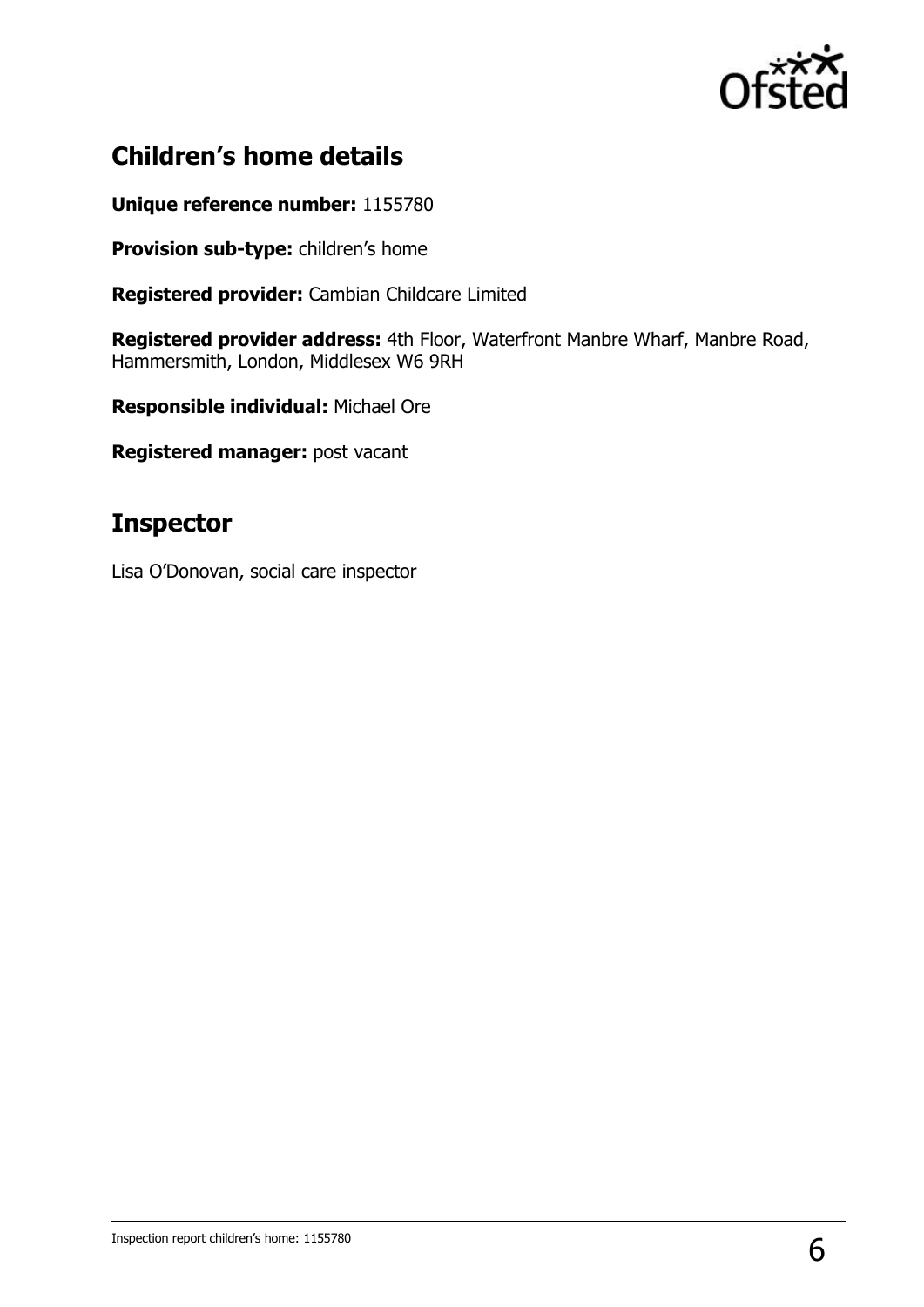## Children's home details

**Unique reference number:** 1155780

**Provision sub-type:** children's home

**Registered provider:** Cambian Childcare Limited

**Registered provider address:** 4th Floor, Waterfront Manbre Wharf, Manbre Road, Hammersmith, London, Middlesex W6 9RH

**Responsible individual:** Michael Ore

**Registered manager:** post vacant

## Inspector

Lisa O'Donovan, social care inspector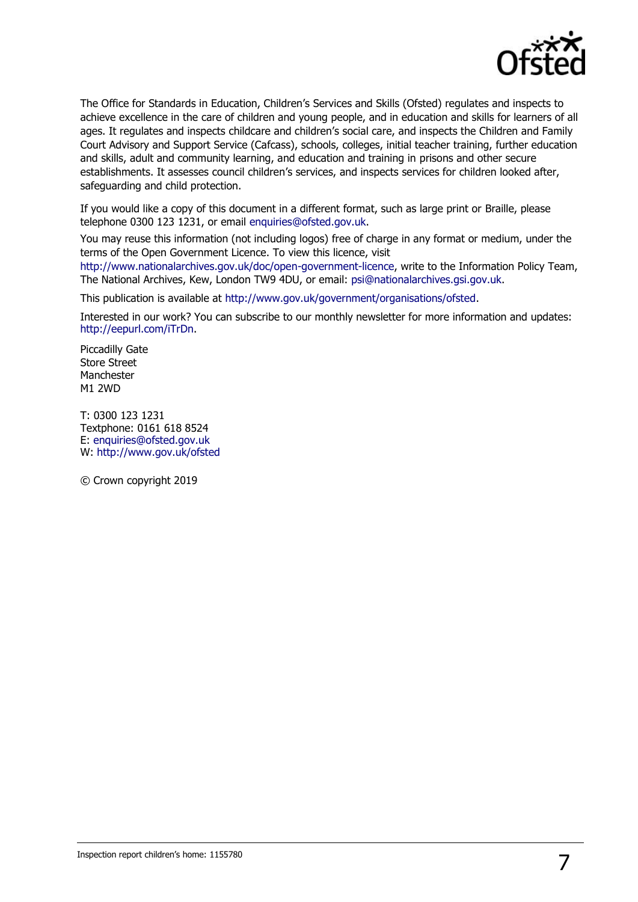The Office for Standards in Education, Children's Services and Skills (Ofsted) regulates and inspects to achieve excellence in the care of children and young people, and in education and skills for learners of all ages. It regulates and inspects childcare and children's social care, and inspects the Children and Family Court Advisory and Support Service (Cafcass), schools, colleges, initial teacher training, further education and skills, adult and community learning, and education and training in prisons and other secure establishments. It assesses council children's services, and inspects services for children looked after, safeguarding and child protection.

If you would like a copy of this document in a different format, such as large print or Braille, please telephone 0300 123 1231, or email enquiries@ofsted.gov.uk.

You may reuse this information (not including logos) free of charge in any format or medium, under the terms of the Open Government Licence. To view this licence, visit http://www.nationalarchives.gov.uk/doc/open-government-licence, write to the Information Policy Team, The National Archives, Kew, London TW9 4DU, or email: psi@nationalarchives.gsi.gov.uk.

This publication is available at http://www.gov.uk/government/organisations/ofsted.

Interested in our work? You can subscribe to our monthly newsletter for more information and updates: http://eepurl.com/iTrDn.

Piccadilly Gate
Store Street
Manchester
M1 2WD

T: 0300 123 1231
Textphone: 0161 618 8524
E: enquiries@ofsted.gov.uk
W: http://www.gov.uk/ofsted

© Crown copyright 2019